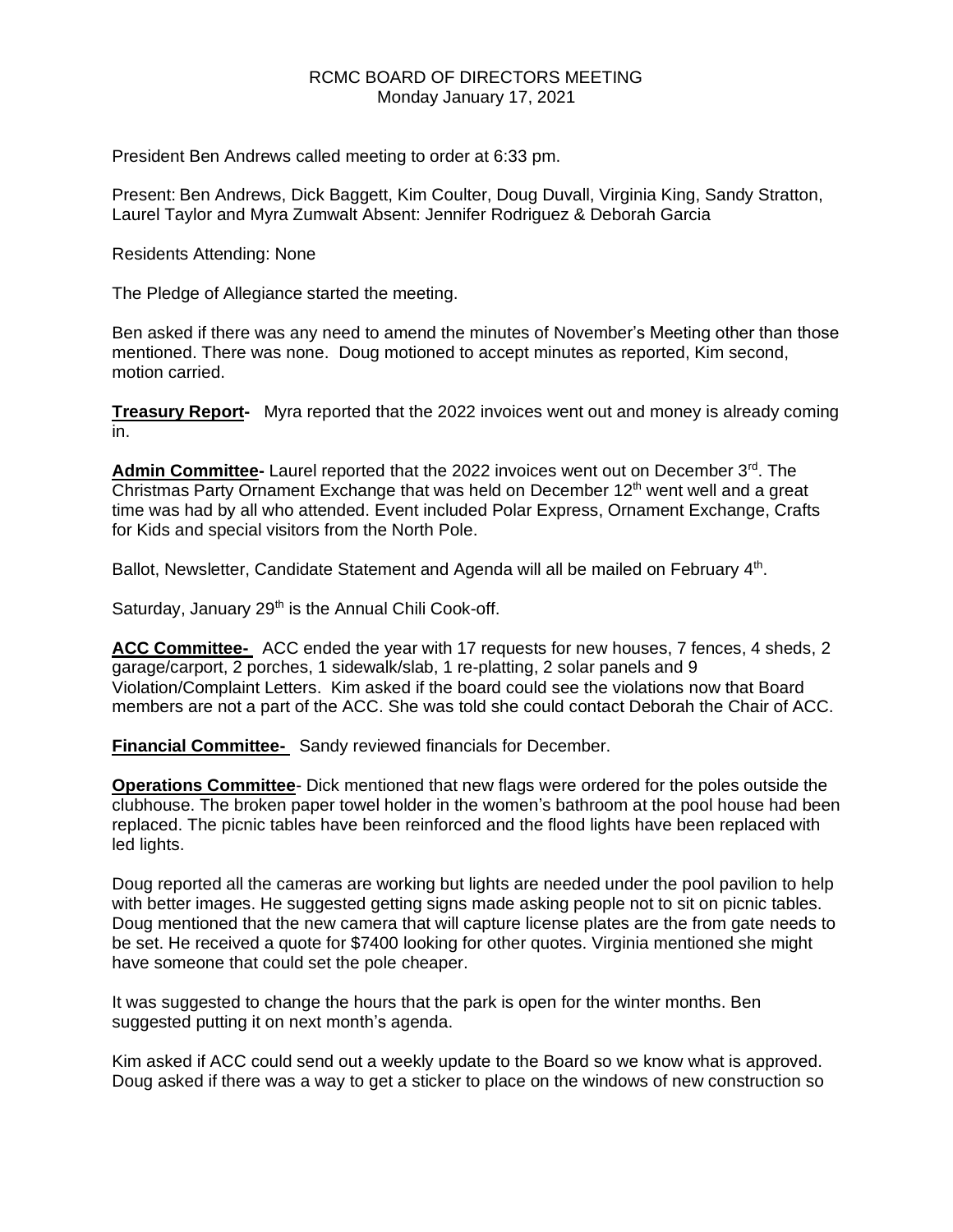RCMC BOARD OF DIRECTORS MEETING
Monday January 17, 2021

President Ben Andrews called meeting to order at 6:33 pm.

Present: Ben Andrews, Dick Baggett, Kim Coulter, Doug Duvall, Virginia King, Sandy Stratton, Laurel Taylor and Myra Zumwalt Absent: Jennifer Rodriguez & Deborah Garcia

Residents Attending: None

The Pledge of Allegiance started the meeting.

Ben asked if there was any need to amend the minutes of November's Meeting other than those mentioned. There was none. Doug motioned to accept minutes as reported, Kim second, motion carried.

**Treasury Report-** Myra reported that the 2022 invoices went out and money is already coming in.

**Admin Committee-** Laurel reported that the 2022 invoices went out on December 3rd. The Christmas Party Ornament Exchange that was held on December 12th went well and a great time was had by all who attended. Event included Polar Express, Ornament Exchange, Crafts for Kids and special visitors from the North Pole.

Ballot, Newsletter, Candidate Statement and Agenda will all be mailed on February 4th.

Saturday, January 29th is the Annual Chili Cook-off.

**ACC Committee-** ACC ended the year with 17 requests for new houses, 7 fences, 4 sheds, 2 garage/carport, 2 porches, 1 sidewalk/slab, 1 re-platting, 2 solar panels and 9 Violation/Complaint Letters. Kim asked if the board could see the violations now that Board members are not a part of the ACC. She was told she could contact Deborah the Chair of ACC.

**Financial Committee-** Sandy reviewed financials for December.

**Operations Committee**- Dick mentioned that new flags were ordered for the poles outside the clubhouse. The broken paper towel holder in the women's bathroom at the pool house had been replaced. The picnic tables have been reinforced and the flood lights have been replaced with led lights.

Doug reported all the cameras are working but lights are needed under the pool pavilion to help with better images. He suggested getting signs made asking people not to sit on picnic tables. Doug mentioned that the new camera that will capture license plates are the from gate needs to be set. He received a quote for $7400 looking for other quotes. Virginia mentioned she might have someone that could set the pole cheaper.

It was suggested to change the hours that the park is open for the winter months. Ben suggested putting it on next month's agenda.

Kim asked if ACC could send out a weekly update to the Board so we know what is approved. Doug asked if there was a way to get a sticker to place on the windows of new construction so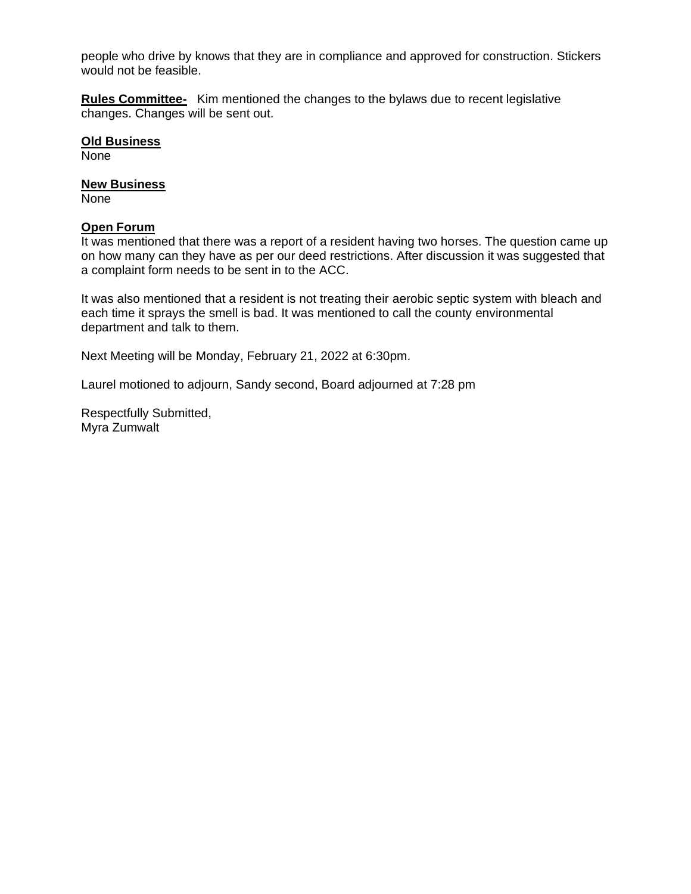people who drive by knows that they are in compliance and approved for construction. Stickers would not be feasible.

**Rules Committee-** Kim mentioned the changes to the bylaws due to recent legislative changes. Changes will be sent out.

**Old Business**
None

**New Business**
None

**Open Forum**
It was mentioned that there was a report of a resident having two horses. The question came up on how many can they have as per our deed restrictions. After discussion it was suggested that a complaint form needs to be sent in to the ACC.

It was also mentioned that a resident is not treating their aerobic septic system with bleach and each time it sprays the smell is bad. It was mentioned to call the county environmental department and talk to them.

Next Meeting will be Monday, February 21, 2022 at 6:30pm.

Laurel motioned to adjourn, Sandy second, Board adjourned at 7:28 pm

Respectfully Submitted,
Myra Zumwalt